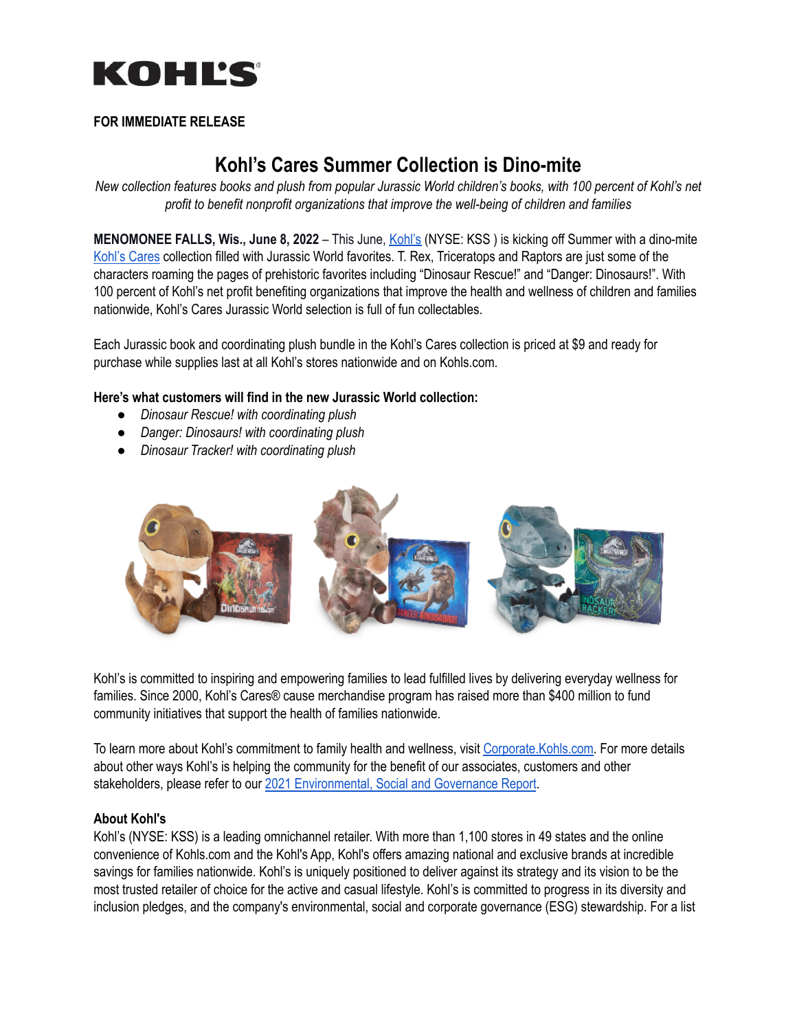KOHL'S

**FOR IMMEDIATE RELEASE**

# Kohl's Cares Summer Collection is Dino-mite

*New collection features books and plush from popular Jurassic World children's books, with 100 percent of Kohl's net profit to benefit nonprofit organizations that improve the well-being of children and families*

**MENOMONEE FALLS, Wis., June 8, 2022** – This June, Kohl's (NYSE: KSS ) is kicking off Summer with a dino-mite Kohl's Cares collection filled with Jurassic World favorites. T. Rex, Triceratops and Raptors are just some of the characters roaming the pages of prehistoric favorites including "Dinosaur Rescue!" and "Danger: Dinosaurs!". With 100 percent of Kohl's net profit benefiting organizations that improve the health and wellness of children and families nationwide, Kohl's Cares Jurassic World selection is full of fun collectables.

Each Jurassic book and coordinating plush bundle in the Kohl's Cares collection is priced at $9 and ready for purchase while supplies last at all Kohl's stores nationwide and on Kohls.com.

**Here's what customers will find in the new Jurassic World collection:**

- *Dinosaur Rescue! with coordinating plush*
- *Danger: Dinosaurs! with coordinating plush*
- *Dinosaur Tracker! with coordinating plush*

Kohl's is committed to inspiring and empowering families to lead fulfilled lives by delivering everyday wellness for families. Since 2000, Kohl's Cares® cause merchandise program has raised more than $400 million to fund community initiatives that support the health of families nationwide.

To learn more about Kohl's commitment to family health and wellness, visit Corporate.Kohls.com. For more details about other ways Kohl's is helping the community for the benefit of our associates, customers and other stakeholders, please refer to our 2021 Environmental, Social and Governance Report.

**About Kohl's**

Kohl's (NYSE: KSS) is a leading omnichannel retailer. With more than 1,100 stores in 49 states and the online convenience of Kohls.com and the Kohl's App, Kohl's offers amazing national and exclusive brands at incredible savings for families nationwide. Kohl's is uniquely positioned to deliver against its strategy and its vision to be the most trusted retailer of choice for the active and casual lifestyle. Kohl's is committed to progress in its diversity and inclusion pledges, and the company's environmental, social and corporate governance (ESG) stewardship. For a list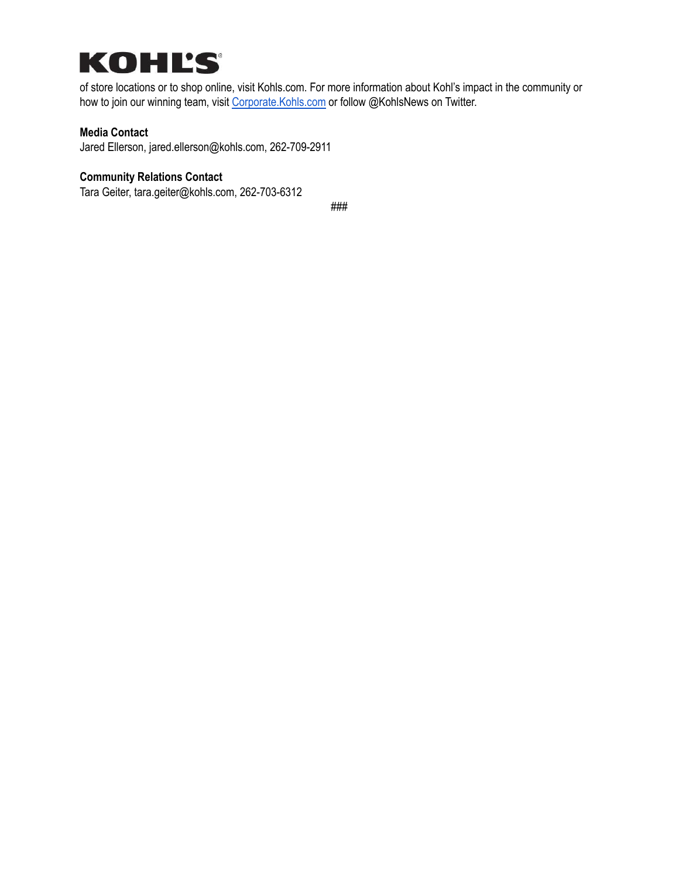of store locations or to shop online, visit Kohls.com. For more information about Kohl's impact in the community or how to join our winning team, visit Corporate.Kohls.com or follow @KohlsNews on Twitter.

**Media Contact**
Jared Ellerson, jared.ellerson@kohls.com, 262-709-2911

**Community Relations Contact**
Tara Geiter, tara.geiter@kohls.com, 262-703-6312

###